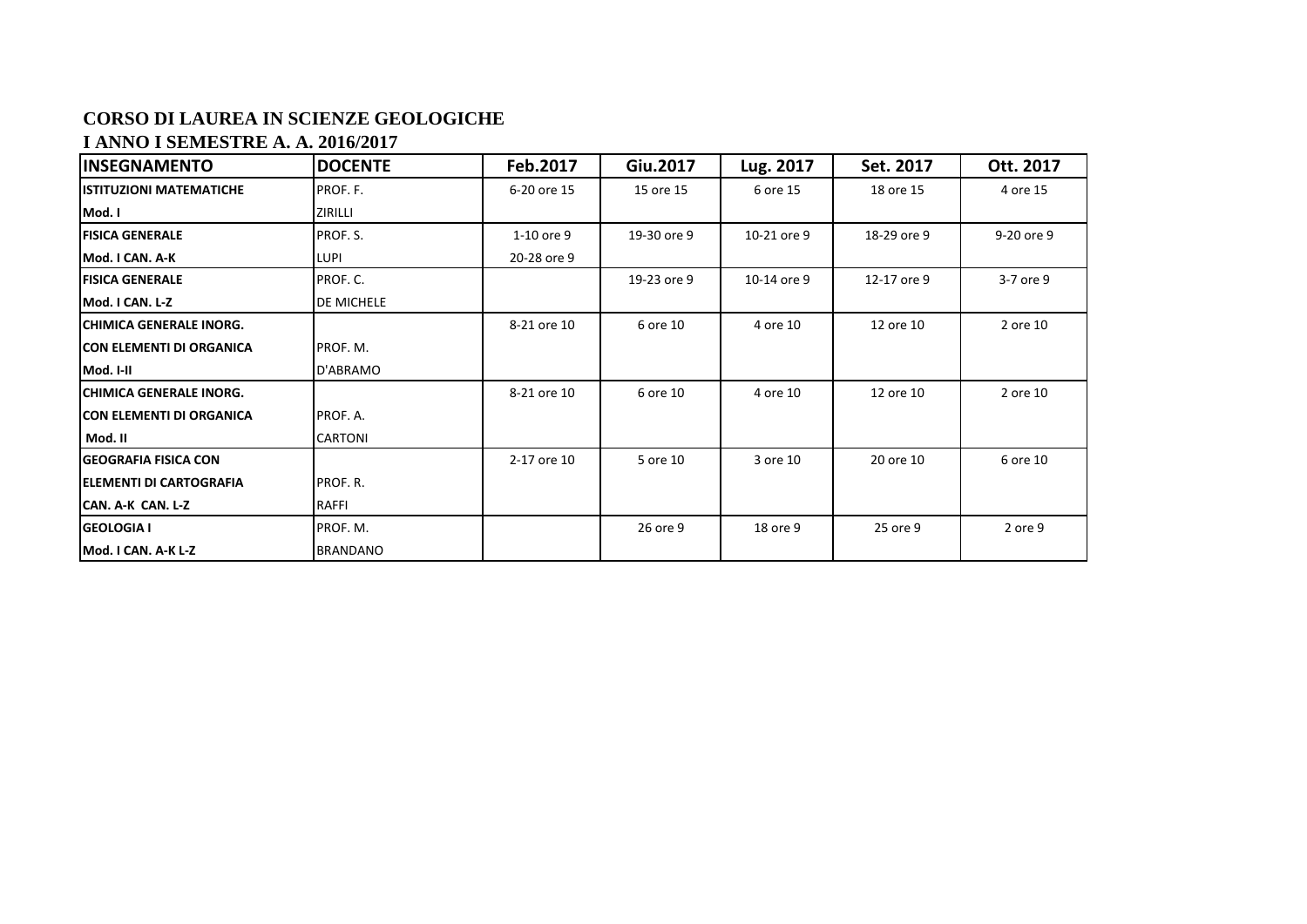**CORSO DI LAUREA IN SCIENZE GEOLOGICHE**

**I ANNO I SEMESTRE A. A. 2016/2017**

| INSEGNAMENTO | DOCENTE | Feb.2017 | Giu.2017 | Lug. 2017 | Set. 2017 | Ott. 2017 |
|---|---|---|---|---|---|---|
| **ISTITUZIONI MATEMATICHE Mod. I** | PROF. F. ZIRILLI | 6-20 ore 15 | 15 ore 15 | 6 ore 15 | 18 ore 15 | 4 ore 15 |
| **FISICA GENERALE Mod. I CAN. A-K** | PROF. S. LUPI | 1-10 ore 9<br>20-28 ore 9 | 19-30 ore 9 | 10-21 ore 9 | 18-29 ore 9 | 9-20 ore 9 |
| **FISICA GENERALE Mod. I CAN. L-Z** | PROF. C. DE MICHELE | | 19-23 ore 9 | 10-14 ore 9 | 12-17 ore 9 | 3-7 ore 9 |
| **CHIMICA GENERALE INORG. CON ELEMENTI DI ORGANICA Mod. I-II** | PROF. M. D'ABRAMO | 8-21 ore 10 | 6 ore 10 | 4 ore 10 | 12 ore 10 | 2 ore 10 |
| **CHIMICA GENERALE INORG. CON ELEMENTI DI ORGANICA Mod. II** | PROF. A. CARTONI | 8-21 ore 10 | 6 ore 10 | 4 ore 10 | 12 ore 10 | 2 ore 10 |
| **GEOGRAFIA FISICA CON ELEMENTI DI CARTOGRAFIA CAN. A-K CAN. L-Z** | PROF. R. RAFFI | 2-17 ore 10 | 5 ore 10 | 3 ore 10 | 20 ore 10 | 6 ore 10 |
| **GEOLOGIA I Mod. I CAN. A-K L-Z** | PROF. M. BRANDANO | | 26 ore 9 | 18 ore 9 | 25 ore 9 | 2 ore 9 |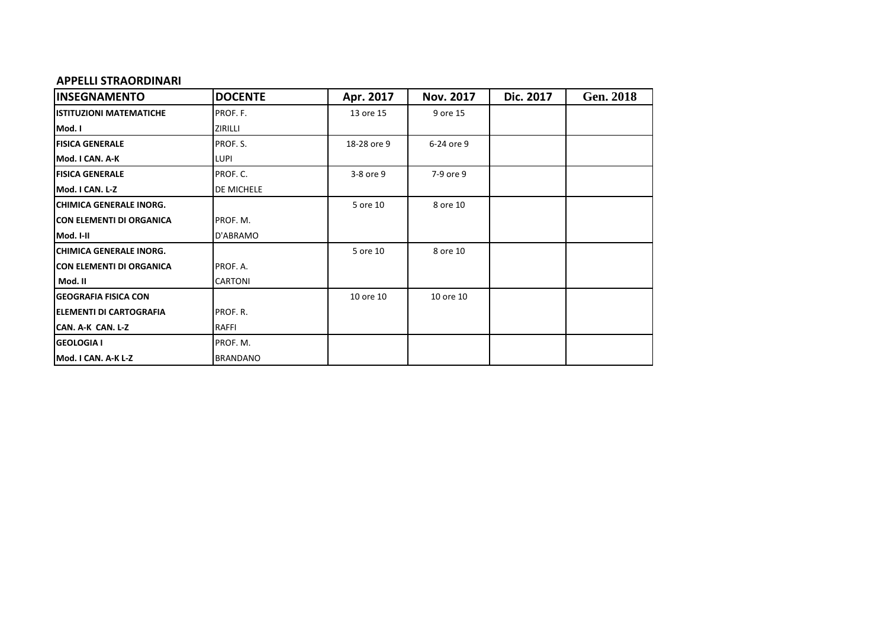**APPELLI STRAORDINARI**

| INSEGNAMENTO | DOCENTE | Apr. 2017 | Nov. 2017 | Dic. 2017 | Gen. 2018 |
|---|---|---|---|---|---|
| ISTITUZIONI MATEMATICHE Mod. I | PROF. F. ZIRILLI | 13 ore 15 | 9 ore 15 | | |
| FISICA GENERALE Mod. I CAN. A-K | PROF. S. LUPI | 18-28 ore 9 | 6-24 ore 9 | | |
| FISICA GENERALE Mod. I CAN. L-Z | PROF. C. DE MICHELE | 3-8 ore 9 | 7-9 ore 9 | | |
| CHIMICA GENERALE INORG. CON ELEMENTI DI ORGANICA Mod. I-II | PROF. M. D'ABRAMO | 5 ore 10 | 8 ore 10 | | |
| CHIMICA GENERALE INORG. CON ELEMENTI DI ORGANICA Mod. II | PROF. A. CARTONI | 5 ore 10 | 8 ore 10 | | |
| GEOGRAFIA FISICA CON ELEMENTI DI CARTOGRAFIA CAN. A-K CAN. L-Z | PROF. R. RAFFI | 10 ore 10 | 10 ore 10 | | |
| GEOLOGIA I Mod. I CAN. A-K L-Z | PROF. M. BRANDANO | | | | |